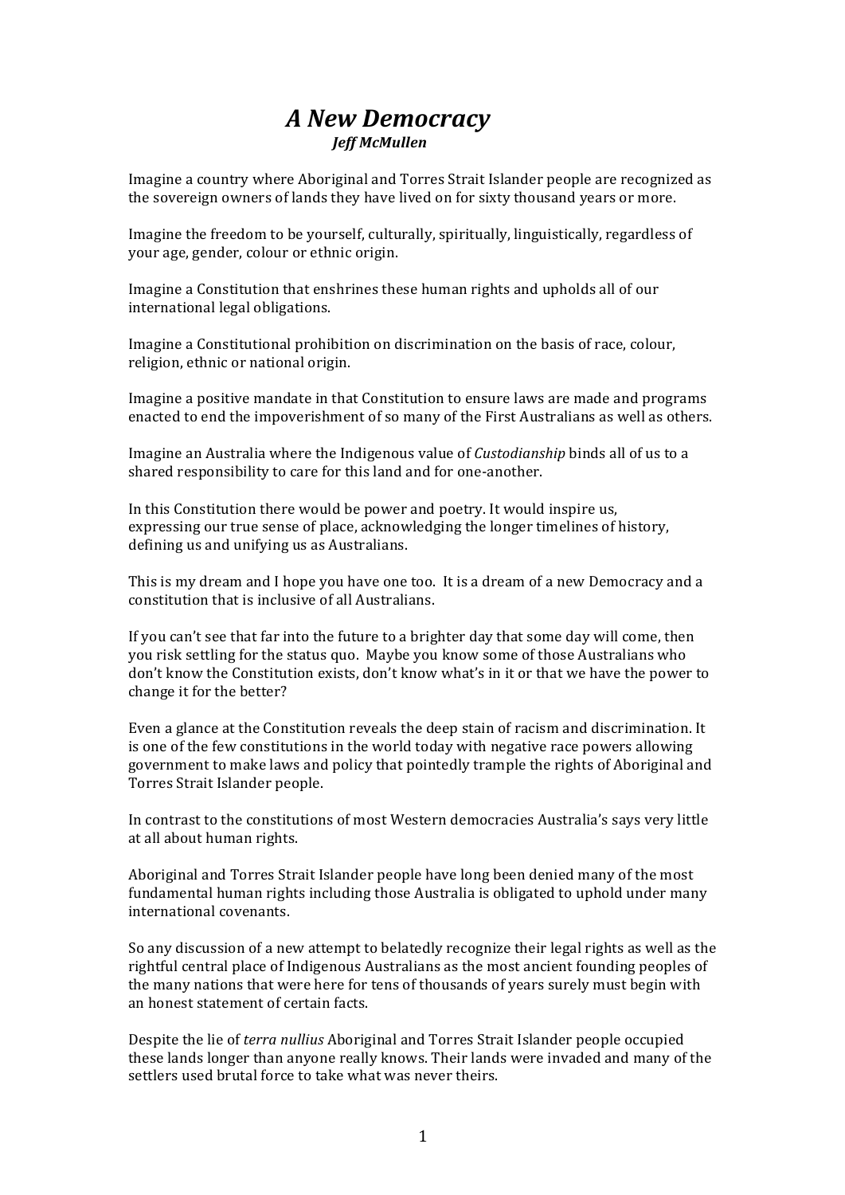# *A New Democracy*

***Jeff McMullen***

Imagine a country where Aboriginal and Torres Strait Islander people are recognized as the sovereign owners of lands they have lived on for sixty thousand years or more.

Imagine the freedom to be yourself, culturally, spiritually, linguistically, regardless of your age, gender, colour or ethnic origin.

Imagine a Constitution that enshrines these human rights and upholds all of our international legal obligations.

Imagine a Constitutional prohibition on discrimination on the basis of race, colour, religion, ethnic or national origin.

Imagine a positive mandate in that Constitution to ensure laws are made and programs enacted to end the impoverishment of so many of the First Australians as well as others.

Imagine an Australia where the Indigenous value of *Custodianship* binds all of us to a shared responsibility to care for this land and for one-another.

In this Constitution there would be power and poetry. It would inspire us, expressing our true sense of place, acknowledging the longer timelines of history, defining us and unifying us as Australians.

This is my dream and I hope you have one too. It is a dream of a new Democracy and a constitution that is inclusive of all Australians.

If you can't see that far into the future to a brighter day that some day will come, then you risk settling for the status quo. Maybe you know some of those Australians who don't know the Constitution exists, don't know what's in it or that we have the power to change it for the better?

Even a glance at the Constitution reveals the deep stain of racism and discrimination. It is one of the few constitutions in the world today with negative race powers allowing government to make laws and policy that pointedly trample the rights of Aboriginal and Torres Strait Islander people.

In contrast to the constitutions of most Western democracies Australia's says very little at all about human rights.

Aboriginal and Torres Strait Islander people have long been denied many of the most fundamental human rights including those Australia is obligated to uphold under many international covenants.

So any discussion of a new attempt to belatedly recognize their legal rights as well as the rightful central place of Indigenous Australians as the most ancient founding peoples of the many nations that were here for tens of thousands of years surely must begin with an honest statement of certain facts.

Despite the lie of *terra nullius* Aboriginal and Torres Strait Islander people occupied these lands longer than anyone really knows. Their lands were invaded and many of the settlers used brutal force to take what was never theirs.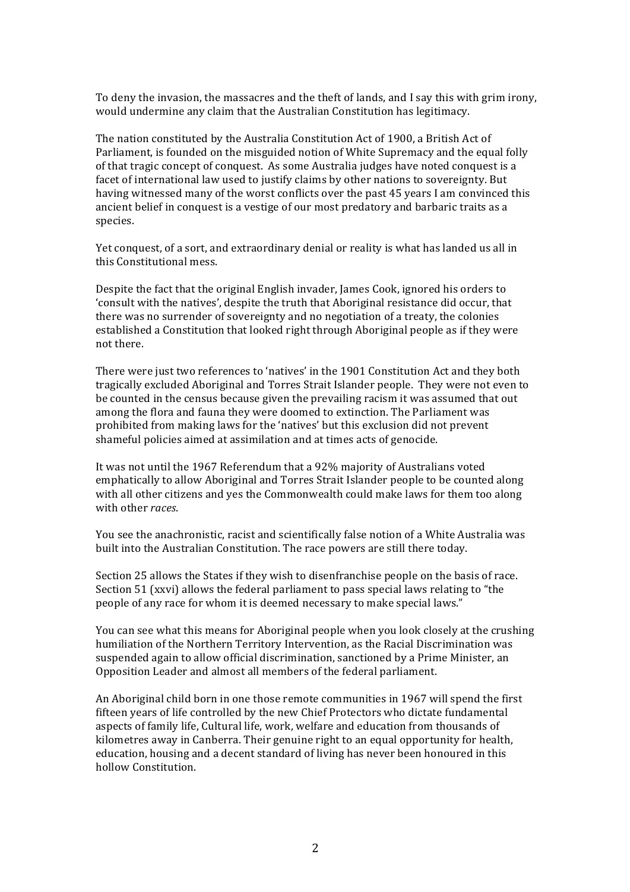To deny the invasion, the massacres and the theft of lands, and I say this with grim irony, would undermine any claim that the Australian Constitution has legitimacy.

The nation constituted by the Australia Constitution Act of 1900, a British Act of Parliament, is founded on the misguided notion of White Supremacy and the equal folly of that tragic concept of conquest. As some Australia judges have noted conquest is a facet of international law used to justify claims by other nations to sovereignty. But having witnessed many of the worst conflicts over the past 45 years I am convinced this ancient belief in conquest is a vestige of our most predatory and barbaric traits as a species.

Yet conquest, of a sort, and extraordinary denial or reality is what has landed us all in this Constitutional mess.

Despite the fact that the original English invader, James Cook, ignored his orders to 'consult with the natives', despite the truth that Aboriginal resistance did occur, that there was no surrender of sovereignty and no negotiation of a treaty, the colonies established a Constitution that looked right through Aboriginal people as if they were not there.

There were just two references to 'natives' in the 1901 Constitution Act and they both tragically excluded Aboriginal and Torres Strait Islander people. They were not even to be counted in the census because given the prevailing racism it was assumed that out among the flora and fauna they were doomed to extinction. The Parliament was prohibited from making laws for the 'natives' but this exclusion did not prevent shameful policies aimed at assimilation and at times acts of genocide.

It was not until the 1967 Referendum that a 92% majority of Australians voted emphatically to allow Aboriginal and Torres Strait Islander people to be counted along with all other citizens and yes the Commonwealth could make laws for them too along with other *races*.

You see the anachronistic, racist and scientifically false notion of a White Australia was built into the Australian Constitution. The race powers are still there today.

Section 25 allows the States if they wish to disenfranchise people on the basis of race. Section 51 (xxvi) allows the federal parliament to pass special laws relating to "the people of any race for whom it is deemed necessary to make special laws."

You can see what this means for Aboriginal people when you look closely at the crushing humiliation of the Northern Territory Intervention, as the Racial Discrimination was suspended again to allow official discrimination, sanctioned by a Prime Minister, an Opposition Leader and almost all members of the federal parliament.

An Aboriginal child born in one those remote communities in 1967 will spend the first fifteen years of life controlled by the new Chief Protectors who dictate fundamental aspects of family life, Cultural life, work, welfare and education from thousands of kilometres away in Canberra. Their genuine right to an equal opportunity for health, education, housing and a decent standard of living has never been honoured in this hollow Constitution.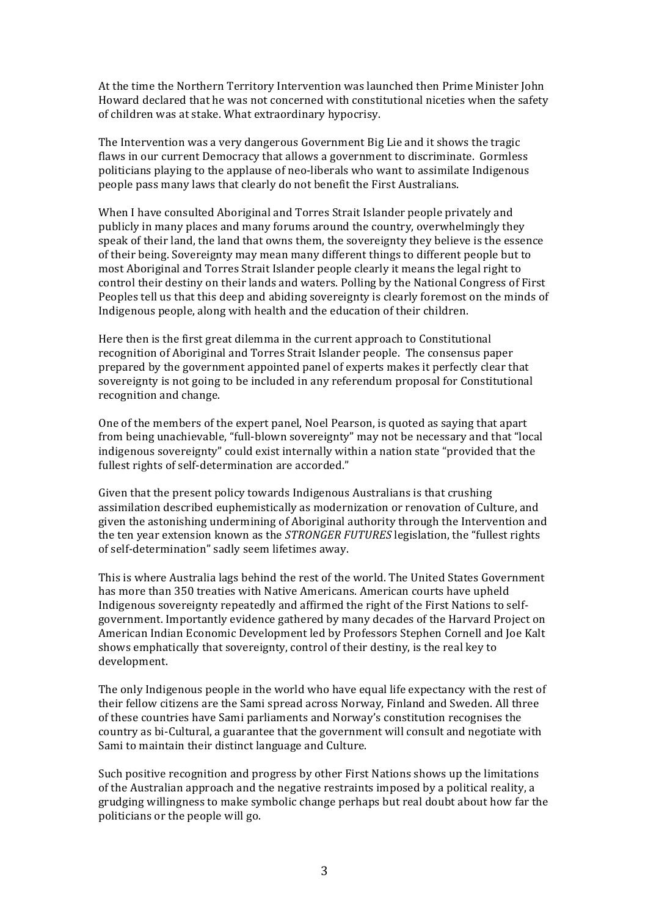At the time the Northern Territory Intervention was launched then Prime Minister John Howard declared that he was not concerned with constitutional niceties when the safety of children was at stake. What extraordinary hypocrisy.

The Intervention was a very dangerous Government Big Lie and it shows the tragic flaws in our current Democracy that allows a government to discriminate. Gormless politicians playing to the applause of neo-liberals who want to assimilate Indigenous people pass many laws that clearly do not benefit the First Australians.

When I have consulted Aboriginal and Torres Strait Islander people privately and publicly in many places and many forums around the country, overwhelmingly they speak of their land, the land that owns them, the sovereignty they believe is the essence of their being. Sovereignty may mean many different things to different people but to most Aboriginal and Torres Strait Islander people clearly it means the legal right to control their destiny on their lands and waters. Polling by the National Congress of First Peoples tell us that this deep and abiding sovereignty is clearly foremost on the minds of Indigenous people, along with health and the education of their children.

Here then is the first great dilemma in the current approach to Constitutional recognition of Aboriginal and Torres Strait Islander people. The consensus paper prepared by the government appointed panel of experts makes it perfectly clear that sovereignty is not going to be included in any referendum proposal for Constitutional recognition and change.

One of the members of the expert panel, Noel Pearson, is quoted as saying that apart from being unachievable, "full-blown sovereignty" may not be necessary and that "local indigenous sovereignty" could exist internally within a nation state "provided that the fullest rights of self-determination are accorded."

Given that the present policy towards Indigenous Australians is that crushing assimilation described euphemistically as modernization or renovation of Culture, and given the astonishing undermining of Aboriginal authority through the Intervention and the ten year extension known as the *STRONGER FUTURES* legislation, the "fullest rights of self-determination" sadly seem lifetimes away.

This is where Australia lags behind the rest of the world. The United States Government has more than 350 treaties with Native Americans. American courts have upheld Indigenous sovereignty repeatedly and affirmed the right of the First Nations to self-government. Importantly evidence gathered by many decades of the Harvard Project on American Indian Economic Development led by Professors Stephen Cornell and Joe Kalt shows emphatically that sovereignty, control of their destiny, is the real key to development.

The only Indigenous people in the world who have equal life expectancy with the rest of their fellow citizens are the Sami spread across Norway, Finland and Sweden. All three of these countries have Sami parliaments and Norway's constitution recognises the country as bi-Cultural, a guarantee that the government will consult and negotiate with Sami to maintain their distinct language and Culture.

Such positive recognition and progress by other First Nations shows up the limitations of the Australian approach and the negative restraints imposed by a political reality, a grudging willingness to make symbolic change perhaps but real doubt about how far the politicians or the people will go.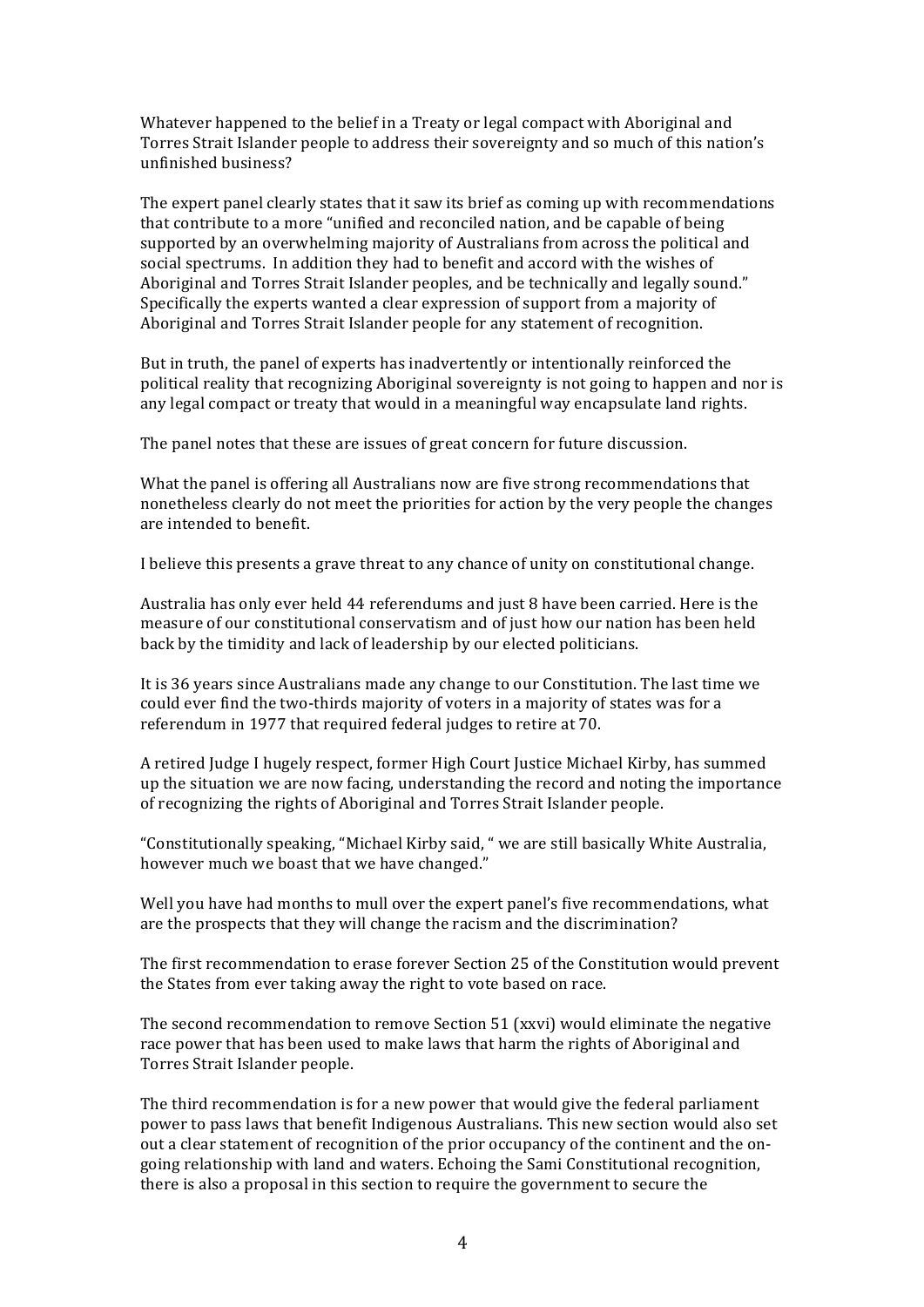Whatever happened to the belief in a Treaty or legal compact with Aboriginal and Torres Strait Islander people to address their sovereignty and so much of this nation's unfinished business?

The expert panel clearly states that it saw its brief as coming up with recommendations that contribute to a more "unified and reconciled nation, and be capable of being supported by an overwhelming majority of Australians from across the political and social spectrums. In addition they had to benefit and accord with the wishes of Aboriginal and Torres Strait Islander peoples, and be technically and legally sound." Specifically the experts wanted a clear expression of support from a majority of Aboriginal and Torres Strait Islander people for any statement of recognition.

But in truth, the panel of experts has inadvertently or intentionally reinforced the political reality that recognizing Aboriginal sovereignty is not going to happen and nor is any legal compact or treaty that would in a meaningful way encapsulate land rights.

The panel notes that these are issues of great concern for future discussion.

What the panel is offering all Australians now are five strong recommendations that nonetheless clearly do not meet the priorities for action by the very people the changes are intended to benefit.

I believe this presents a grave threat to any chance of unity on constitutional change.

Australia has only ever held 44 referendums and just 8 have been carried. Here is the measure of our constitutional conservatism and of just how our nation has been held back by the timidity and lack of leadership by our elected politicians.

It is 36 years since Australians made any change to our Constitution. The last time we could ever find the two-thirds majority of voters in a majority of states was for a referendum in 1977 that required federal judges to retire at 70.

A retired Judge I hugely respect, former High Court Justice Michael Kirby, has summed up the situation we are now facing, understanding the record and noting the importance of recognizing the rights of Aboriginal and Torres Strait Islander people.

"Constitutionally speaking, "Michael Kirby said, " we are still basically White Australia, however much we boast that we have changed."

Well you have had months to mull over the expert panel's five recommendations, what are the prospects that they will change the racism and the discrimination?

The first recommendation to erase forever Section 25 of the Constitution would prevent the States from ever taking away the right to vote based on race.

The second recommendation to remove Section 51 (xxvi) would eliminate the negative race power that has been used to make laws that harm the rights of Aboriginal and Torres Strait Islander people.

The third recommendation is for a new power that would give the federal parliament power to pass laws that benefit Indigenous Australians. This new section would also set out a clear statement of recognition of the prior occupancy of the continent and the on-going relationship with land and waters. Echoing the Sami Constitutional recognition, there is also a proposal in this section to require the government to secure the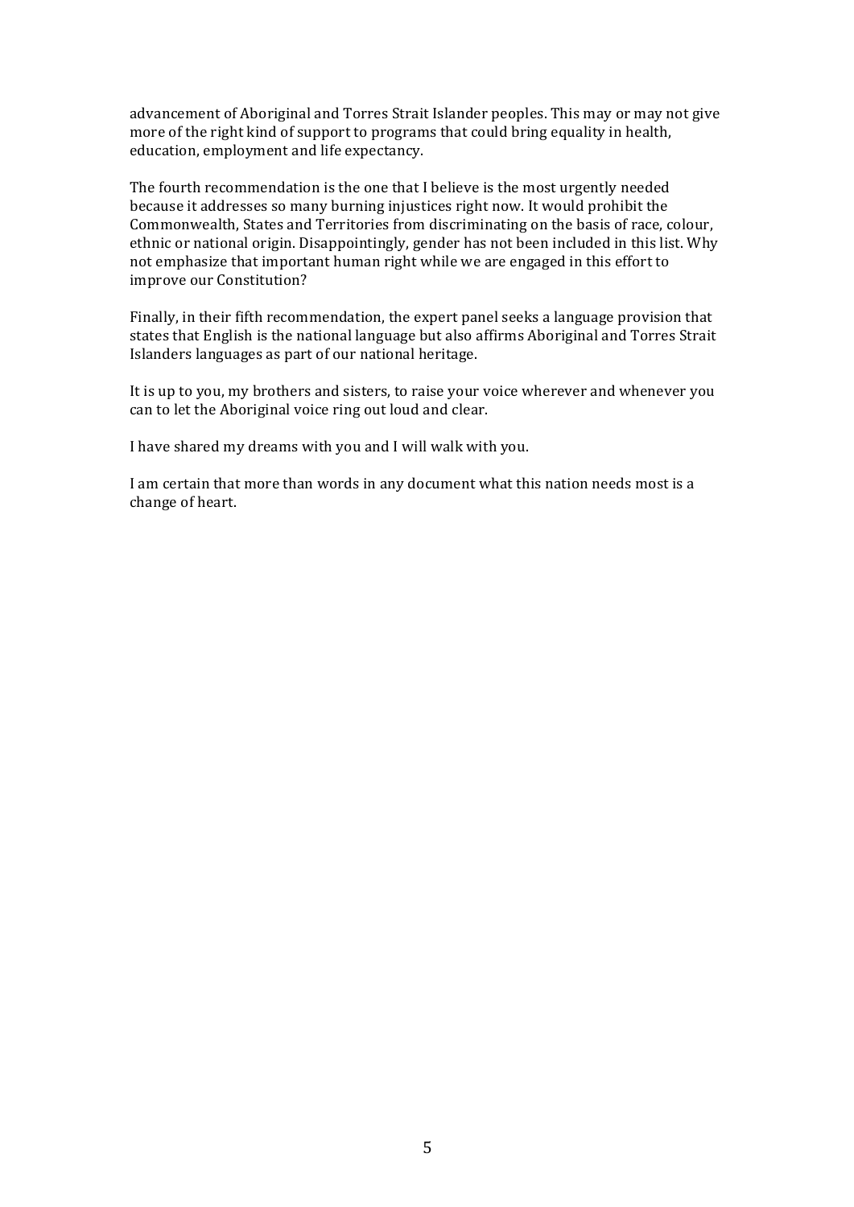advancement of Aboriginal and Torres Strait Islander peoples. This may or may not give more of the right kind of support to programs that could bring equality in health, education, employment and life expectancy.

The fourth recommendation is the one that I believe is the most urgently needed because it addresses so many burning injustices right now. It would prohibit the Commonwealth, States and Territories from discriminating on the basis of race, colour, ethnic or national origin. Disappointingly, gender has not been included in this list. Why not emphasize that important human right while we are engaged in this effort to improve our Constitution?

Finally, in their fifth recommendation, the expert panel seeks a language provision that states that English is the national language but also affirms Aboriginal and Torres Strait Islanders languages as part of our national heritage.

It is up to you, my brothers and sisters, to raise your voice wherever and whenever you can to let the Aboriginal voice ring out loud and clear.

I have shared my dreams with you and I will walk with you.

I am certain that more than words in any document what this nation needs most is a change of heart.